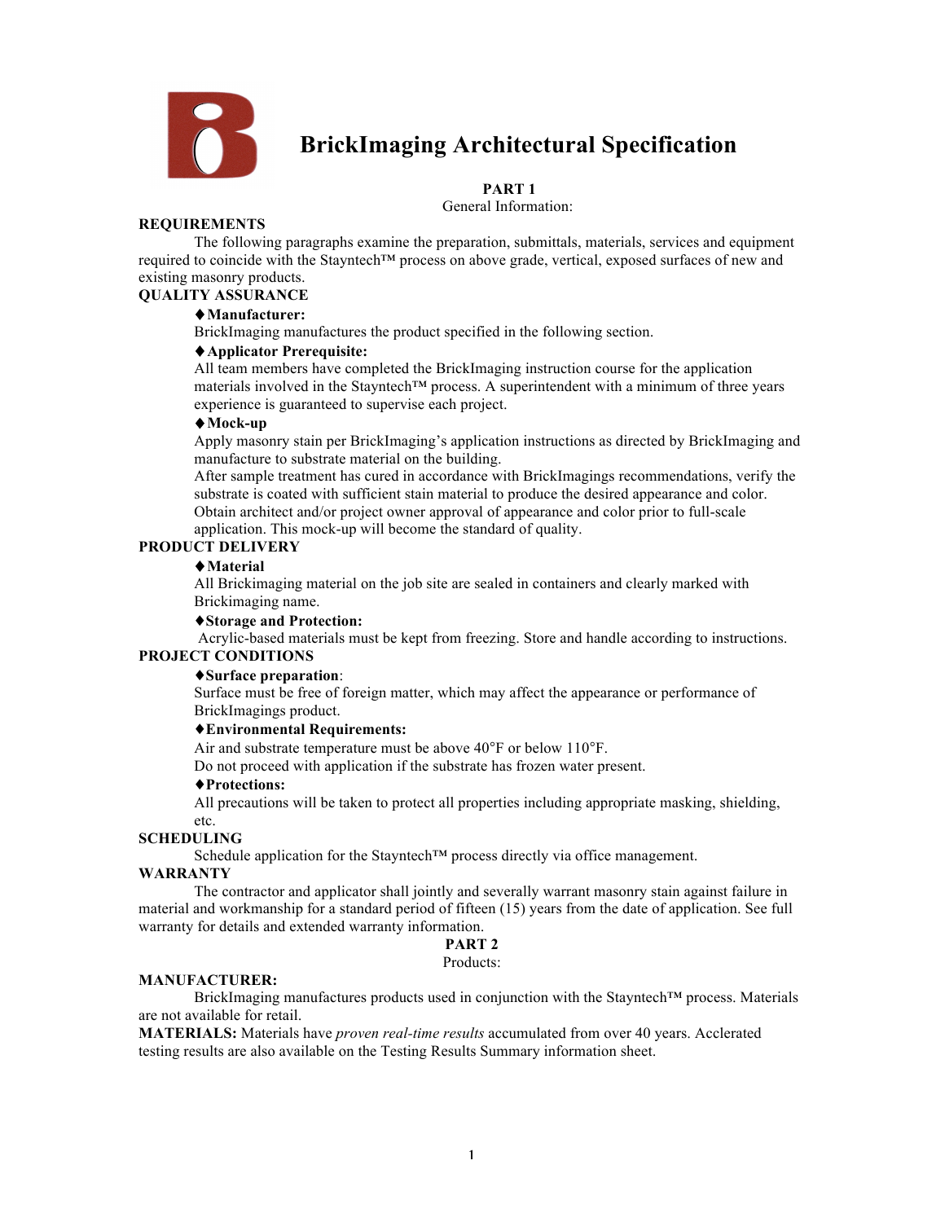# BrickImaging Architectural Specification

**PART 1**
General Information:

## REQUIREMENTS

The following paragraphs examine the preparation, submittals, materials, services and equipment required to coincide with the Stayntech™ process on above grade, vertical, exposed surfaces of new and existing masonry products.

## QUALITY ASSURANCE

♦**Manufacturer:**

BrickImaging manufactures the product specified in the following section.

♦**Applicator Prerequisite:**

All team members have completed the BrickImaging instruction course for the application materials involved in the Stayntech™ process. A superintendent with a minimum of three years experience is guaranteed to supervise each project.

♦**Mock-up**

Apply masonry stain per BrickImaging's application instructions as directed by BrickImaging and manufacture to substrate material on the building.

After sample treatment has cured in accordance with BrickImagings recommendations, verify the substrate is coated with sufficient stain material to produce the desired appearance and color. Obtain architect and/or project owner approval of appearance and color prior to full-scale application. This mock-up will become the standard of quality.

## PRODUCT DELIVERY

♦**Material**

All Brickimaging material on the job site are sealed in containers and clearly marked with Brickimaging name.

♦**Storage and Protection:**

Acrylic-based materials must be kept from freezing. Store and handle according to instructions.

## PROJECT CONDITIONS

♦**Surface preparation**:

Surface must be free of foreign matter, which may affect the appearance or performance of BrickImagings product.

♦**Environmental Requirements:**

Air and substrate temperature must be above 40°F or below 110°F.

Do not proceed with application if the substrate has frozen water present.

♦**Protections:**

All precautions will be taken to protect all properties including appropriate masking, shielding, etc.

## SCHEDULING

Schedule application for the Stayntech™ process directly via office management.

## WARRANTY

The contractor and applicator shall jointly and severally warrant masonry stain against failure in material and workmanship for a standard period of fifteen (15) years from the date of application. See full warranty for details and extended warranty information.

**PART 2**
Products:

## MANUFACTURER:

BrickImaging manufactures products used in conjunction with the Stayntech™ process. Materials are not available for retail.

**MATERIALS:** Materials have *proven real-time results* accumulated from over 40 years. Acclerated testing results are also available on the Testing Results Summary information sheet.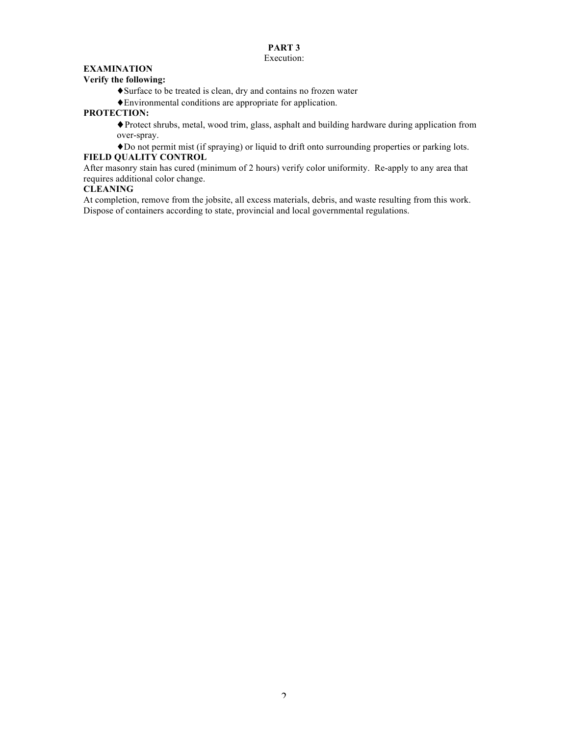**PART 3**

Execution:

**EXAMINATION**

**Verify the following:**

- ♦Surface to be treated is clean, dry and contains no frozen water
- ♦Environmental conditions are appropriate for application.

**PROTECTION:**

- ♦Protect shrubs, metal, wood trim, glass, asphalt and building hardware during application from over-spray.
- ♦Do not permit mist (if spraying) or liquid to drift onto surrounding properties or parking lots.

**FIELD QUALITY CONTROL**

After masonry stain has cured (minimum of 2 hours) verify color uniformity. Re-apply to any area that requires additional color change.

**CLEANING**

At completion, remove from the jobsite, all excess materials, debris, and waste resulting from this work. Dispose of containers according to state, provincial and local governmental regulations.